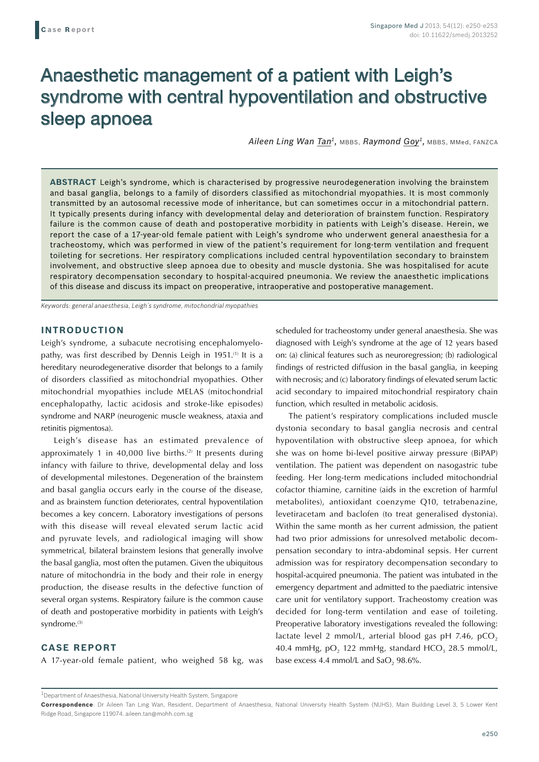Case Report

# Anaesthetic management of a patient with Leigh's syndrome with central hypoventilation and obstructive sleep apnoea

*Aileen Ling Wan Tan*[1], MBBS, *Raymond Goy*[1], MBBS, MMed, FANZCA

**ABSTRACT** Leigh's syndrome, which is characterised by progressive neurodegeneration involving the brainstem and basal ganglia, belongs to a family of disorders classified as mitochondrial myopathies. It is most commonly transmitted by an autosomal recessive mode of inheritance, but can sometimes occur in a mitochondrial pattern. It typically presents during infancy with developmental delay and deterioration of brainstem function. Respiratory failure is the common cause of death and postoperative morbidity in patients with Leigh's disease. Herein, we report the case of a 17-year-old female patient with Leigh's syndrome who underwent general anaesthesia for a tracheostomy, which was performed in view of the patient's requirement for long-term ventilation and frequent toileting for secretions. Her respiratory complications included central hypoventilation secondary to brainstem involvement, and obstructive sleep apnoea due to obesity and muscle dystonia. She was hospitalised for acute respiratory decompensation secondary to hospital-acquired pneumonia. We review the anaesthetic implications of this disease and discuss its impact on preoperative, intraoperative and postoperative management.

*Keywords: general anaesthesia, Leigh's syndrome, mitochondrial myopathies*

## INTRODUCTION

Leigh's syndrome, a subacute necrotising encephalomyelopathy, was first described by Dennis Leigh in 1951.[1] It is a hereditary neurodegenerative disorder that belongs to a family of disorders classified as mitochondrial myopathies. Other mitochondrial myopathies include MELAS (mitochondrial encephalopathy, lactic acidosis and stroke-like episodes) syndrome and NARP (neurogenic muscle weakness, ataxia and retinitis pigmentosa).

Leigh's disease has an estimated prevalence of approximately 1 in 40,000 live births.[2] It presents during infancy with failure to thrive, developmental delay and loss of developmental milestones. Degeneration of the brainstem and basal ganglia occurs early in the course of the disease, and as brainstem function deteriorates, central hypoventilation becomes a key concern. Laboratory investigations of persons with this disease will reveal elevated serum lactic acid and pyruvate levels, and radiological imaging will show symmetrical, bilateral brainstem lesions that generally involve the basal ganglia, most often the putamen. Given the ubiquitous nature of mitochondria in the body and their role in energy production, the disease results in the defective function of several organ systems. Respiratory failure is the common cause of death and postoperative morbidity in patients with Leigh's syndrome.[3]

## CASE REPORT

A 17-year-old female patient, who weighed 58 kg, was scheduled for tracheostomy under general anaesthesia. She was diagnosed with Leigh's syndrome at the age of 12 years based on: (a) clinical features such as neuroregression; (b) radiological findings of restricted diffusion in the basal ganglia, in keeping with necrosis; and (c) laboratory findings of elevated serum lactic acid secondary to impaired mitochondrial respiratory chain function, which resulted in metabolic acidosis.

The patient's respiratory complications included muscle dystonia secondary to basal ganglia necrosis and central hypoventilation with obstructive sleep apnoea, for which she was on home bi-level positive airway pressure (BiPAP) ventilation. The patient was dependent on nasogastric tube feeding. Her long-term medications included mitochondrial cofactor thiamine, carnitine (aids in the excretion of harmful metabolites), antioxidant coenzyme Q10, tetrabenazine, levetiracetam and baclofen (to treat generalised dystonia). Within the same month as her current admission, the patient had two prior admissions for unresolved metabolic decompensation secondary to intra-abdominal sepsis. Her current admission was for respiratory decompensation secondary to hospital-acquired pneumonia. The patient was intubated in the emergency department and admitted to the paediatric intensive care unit for ventilatory support. Tracheostomy creation was decided for long-term ventilation and ease of toileting. Preoperative laboratory investigations revealed the following: lactate level 2 mmol/L, arterial blood gas pH 7.46, $pCO_2$ 40.4 mmHg, $pO_2$ 122 mmHg, standard $HCO_3$ 28.5 mmol/L, base excess 4.4 mmol/L and $SaO_2$ 98.6%.

[1]Department of Anaesthesia, National University Health System, Singapore

**Correspondence**: Dr Aileen Tan Ling Wan, Resident, Department of Anaesthesia, National University Health System (NUHS), Main Building Level 3, 5 Lower Kent Ridge Road, Singapore 119074. aileen.tan@mohh.com.sg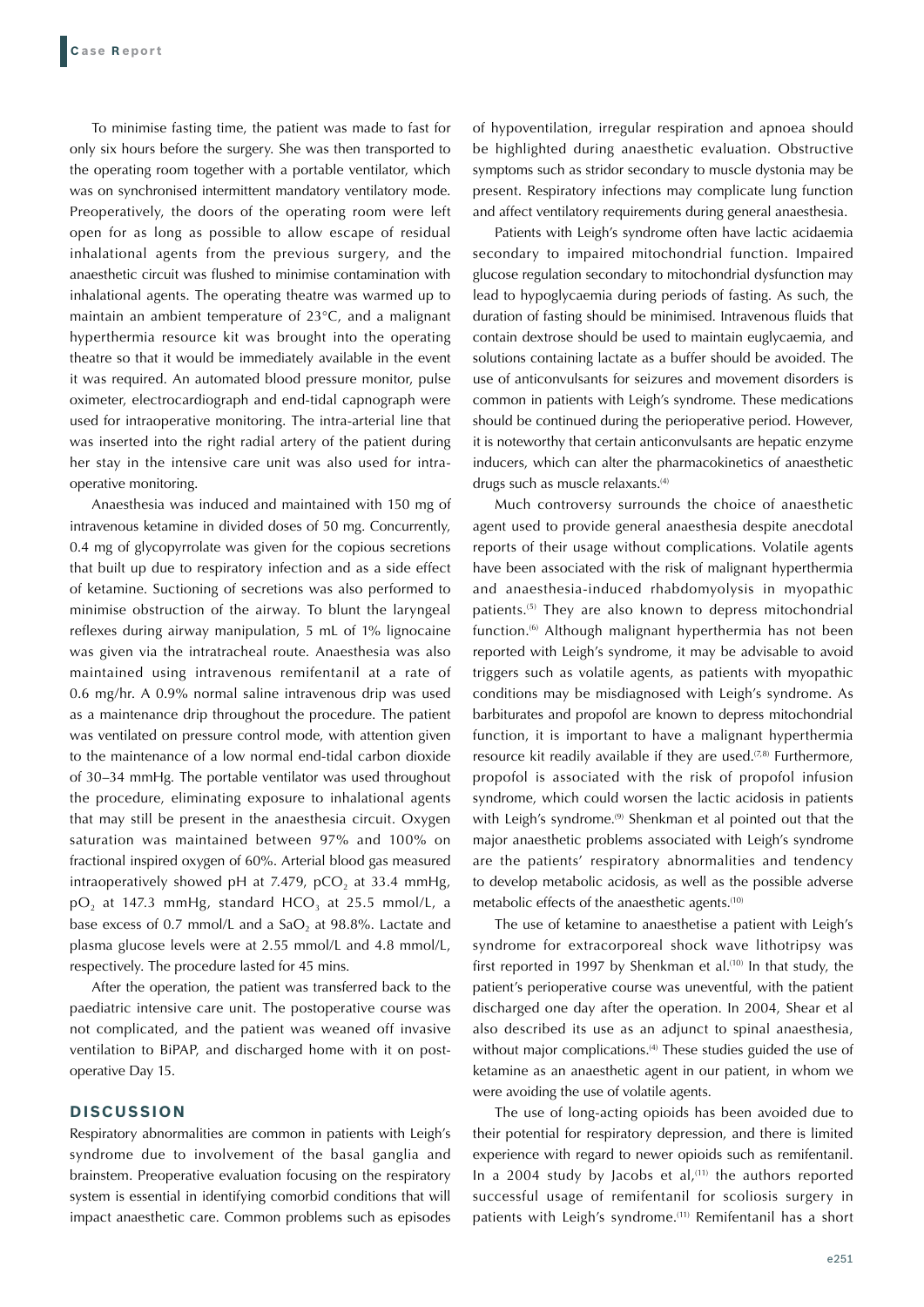To minimise fasting time, the patient was made to fast for only six hours before the surgery. She was then transported to the operating room together with a portable ventilator, which was on synchronised intermittent mandatory ventilatory mode. Preoperatively, the doors of the operating room were left open for as long as possible to allow escape of residual inhalational agents from the previous surgery, and the anaesthetic circuit was flushed to minimise contamination with inhalational agents. The operating theatre was warmed up to maintain an ambient temperature of 23°C, and a malignant hyperthermia resource kit was brought into the operating theatre so that it would be immediately available in the event it was required. An automated blood pressure monitor, pulse oximeter, electrocardiograph and end-tidal capnograph were used for intraoperative monitoring. The intra-arterial line that was inserted into the right radial artery of the patient during her stay in the intensive care unit was also used for intraoperative monitoring.

Anaesthesia was induced and maintained with 150 mg of intravenous ketamine in divided doses of 50 mg. Concurrently, 0.4 mg of glycopyrrolate was given for the copious secretions that built up due to respiratory infection and as a side effect of ketamine. Suctioning of secretions was also performed to minimise obstruction of the airway. To blunt the laryngeal reflexes during airway manipulation, 5 mL of 1% lignocaine was given via the intratracheal route. Anaesthesia was also maintained using intravenous remifentanil at a rate of 0.6 mg/hr. A 0.9% normal saline intravenous drip was used as a maintenance drip throughout the procedure. The patient was ventilated on pressure control mode, with attention given to the maintenance of a low normal end-tidal carbon dioxide of 30–34 mmHg. The portable ventilator was used throughout the procedure, eliminating exposure to inhalational agents that may still be present in the anaesthesia circuit. Oxygen saturation was maintained between 97% and 100% on fractional inspired oxygen of 60%. Arterial blood gas measured intraoperatively showed pH at 7.479, $pCO_2$ at 33.4 mmHg, $pO_2$ at 147.3 mmHg, standard $HCO_3$ at 25.5 mmol/L, a base excess of 0.7 mmol/L and a $SaO_2$ at 98.8%. Lactate and plasma glucose levels were at 2.55 mmol/L and 4.8 mmol/L, respectively. The procedure lasted for 45 mins.

After the operation, the patient was transferred back to the paediatric intensive care unit. The postoperative course was not complicated, and the patient was weaned off invasive ventilation to BiPAP, and discharged home with it on post-operative Day 15.

## DISCUSSION

Respiratory abnormalities are common in patients with Leigh's syndrome due to involvement of the basal ganglia and brainstem. Preoperative evaluation focusing on the respiratory system is essential in identifying comorbid conditions that will impact anaesthetic care. Common problems such as episodes of hypoventilation, irregular respiration and apnoea should be highlighted during anaesthetic evaluation. Obstructive symptoms such as stridor secondary to muscle dystonia may be present. Respiratory infections may complicate lung function and affect ventilatory requirements during general anaesthesia.

Patients with Leigh's syndrome often have lactic acidaemia secondary to impaired mitochondrial function. Impaired glucose regulation secondary to mitochondrial dysfunction may lead to hypoglycaemia during periods of fasting. As such, the duration of fasting should be minimised. Intravenous fluids that contain dextrose should be used to maintain euglycaemia, and solutions containing lactate as a buffer should be avoided. The use of anticonvulsants for seizures and movement disorders is common in patients with Leigh's syndrome. These medications should be continued during the perioperative period. However, it is noteworthy that certain anticonvulsants are hepatic enzyme inducers, which can alter the pharmacokinetics of anaesthetic drugs such as muscle relaxants.[4]

Much controversy surrounds the choice of anaesthetic agent used to provide general anaesthesia despite anecdotal reports of their usage without complications. Volatile agents have been associated with the risk of malignant hyperthermia and anaesthesia-induced rhabdomyolysis in myopathic patients.[5] They are also known to depress mitochondrial function.[6] Although malignant hyperthermia has not been reported with Leigh's syndrome, it may be advisable to avoid triggers such as volatile agents, as patients with myopathic conditions may be misdiagnosed with Leigh's syndrome. As barbiturates and propofol are known to depress mitochondrial function, it is important to have a malignant hyperthermia resource kit readily available if they are used.[7,8] Furthermore, propofol is associated with the risk of propofol infusion syndrome, which could worsen the lactic acidosis in patients with Leigh's syndrome.[9] Shenkman et al pointed out that the major anaesthetic problems associated with Leigh's syndrome are the patients' respiratory abnormalities and tendency to develop metabolic acidosis, as well as the possible adverse metabolic effects of the anaesthetic agents.[10]

The use of ketamine to anaesthetise a patient with Leigh's syndrome for extracorporeal shock wave lithotripsy was first reported in 1997 by Shenkman et al.[10] In that study, the patient's perioperative course was uneventful, with the patient discharged one day after the operation. In 2004, Shear et al also described its use as an adjunct to spinal anaesthesia, without major complications.[4] These studies guided the use of ketamine as an anaesthetic agent in our patient, in whom we were avoiding the use of volatile agents.

The use of long-acting opioids has been avoided due to their potential for respiratory depression, and there is limited experience with regard to newer opioids such as remifentanil. In a 2004 study by Jacobs et al,[11] the authors reported successful usage of remifentanil for scoliosis surgery in patients with Leigh's syndrome.[11] Remifentanil has a short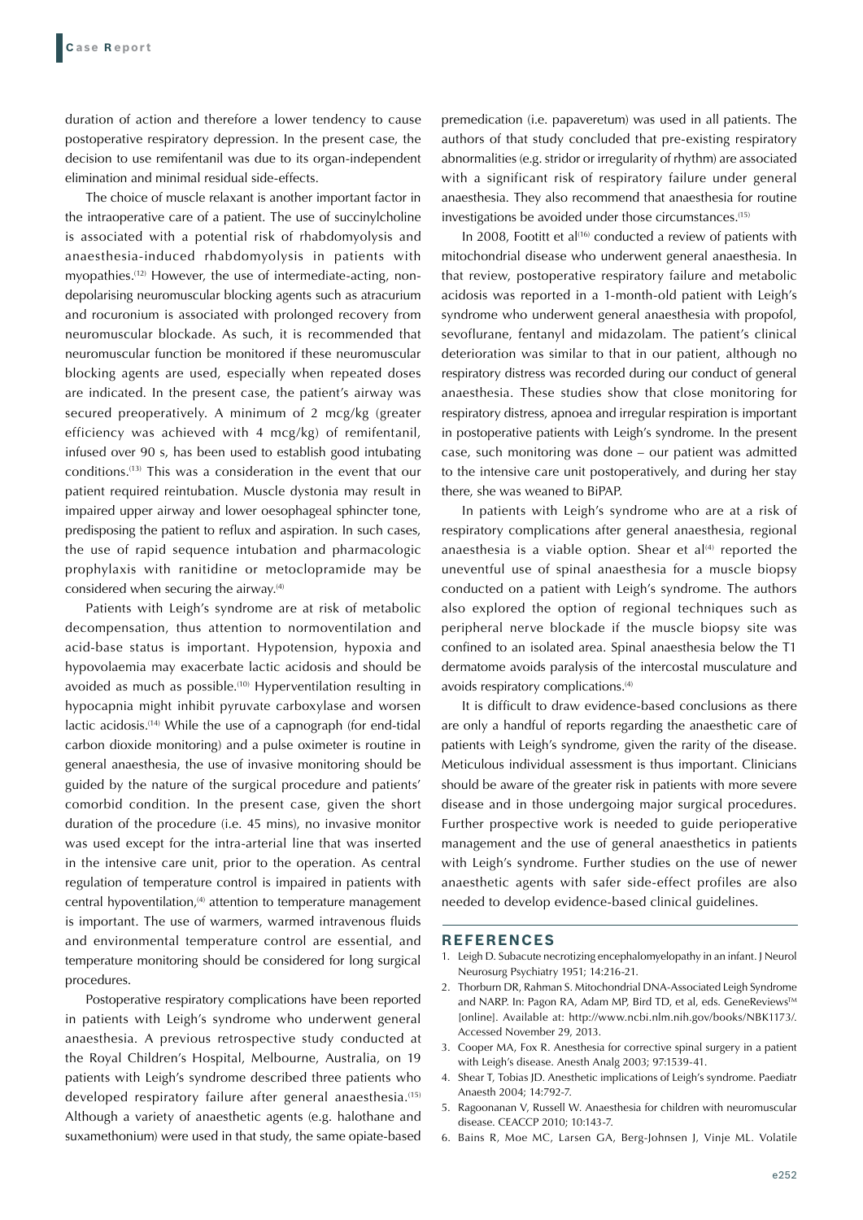duration of action and therefore a lower tendency to cause postoperative respiratory depression. In the present case, the decision to use remifentanil was due to its organ-independent elimination and minimal residual side-effects.

The choice of muscle relaxant is another important factor in the intraoperative care of a patient. The use of succinylcholine is associated with a potential risk of rhabdomyolysis and anaesthesia-induced rhabdomyolysis in patients with myopathies.[12] However, the use of intermediate-acting, non-depolarising neuromuscular blocking agents such as atracurium and rocuronium is associated with prolonged recovery from neuromuscular blockade. As such, it is recommended that neuromuscular function be monitored if these neuromuscular blocking agents are used, especially when repeated doses are indicated. In the present case, the patient's airway was secured preoperatively. A minimum of 2 mcg/kg (greater efficiency was achieved with 4 mcg/kg) of remifentanil, infused over 90 s, has been used to establish good intubating conditions.[13] This was a consideration in the event that our patient required reintubation. Muscle dystonia may result in impaired upper airway and lower oesophageal sphincter tone, predisposing the patient to reflux and aspiration. In such cases, the use of rapid sequence intubation and pharmacologic prophylaxis with ranitidine or metoclopramide may be considered when securing the airway.[4]

Patients with Leigh's syndrome are at risk of metabolic decompensation, thus attention to normoventilation and acid-base status is important. Hypotension, hypoxia and hypovolaemia may exacerbate lactic acidosis and should be avoided as much as possible.[10] Hyperventilation resulting in hypocapnia might inhibit pyruvate carboxylase and worsen lactic acidosis.[14] While the use of a capnograph (for end-tidal carbon dioxide monitoring) and a pulse oximeter is routine in general anaesthesia, the use of invasive monitoring should be guided by the nature of the surgical procedure and patients' comorbid condition. In the present case, given the short duration of the procedure (i.e. 45 mins), no invasive monitor was used except for the intra-arterial line that was inserted in the intensive care unit, prior to the operation. As central regulation of temperature control is impaired in patients with central hypoventilation,[4] attention to temperature management is important. The use of warmers, warmed intravenous fluids and environmental temperature control are essential, and temperature monitoring should be considered for long surgical procedures.

Postoperative respiratory complications have been reported in patients with Leigh's syndrome who underwent general anaesthesia. A previous retrospective study conducted at the Royal Children's Hospital, Melbourne, Australia, on 19 patients with Leigh's syndrome described three patients who developed respiratory failure after general anaesthesia.[15] Although a variety of anaesthetic agents (e.g. halothane and suxamethonium) were used in that study, the same opiate-based premedication (i.e. papaveretum) was used in all patients. The authors of that study concluded that pre-existing respiratory abnormalities (e.g. stridor or irregularity of rhythm) are associated with a significant risk of respiratory failure under general anaesthesia. They also recommend that anaesthesia for routine investigations be avoided under those circumstances.[15]

In 2008, Footitt et al[16] conducted a review of patients with mitochondrial disease who underwent general anaesthesia. In that review, postoperative respiratory failure and metabolic acidosis was reported in a 1-month-old patient with Leigh's syndrome who underwent general anaesthesia with propofol, sevoflurane, fentanyl and midazolam. The patient's clinical deterioration was similar to that in our patient, although no respiratory distress was recorded during our conduct of general anaesthesia. These studies show that close monitoring for respiratory distress, apnoea and irregular respiration is important in postoperative patients with Leigh's syndrome. In the present case, such monitoring was done – our patient was admitted to the intensive care unit postoperatively, and during her stay there, she was weaned to BiPAP.

In patients with Leigh's syndrome who are at a risk of respiratory complications after general anaesthesia, regional anaesthesia is a viable option. Shear et al[4] reported the uneventful use of spinal anaesthesia for a muscle biopsy conducted on a patient with Leigh's syndrome. The authors also explored the option of regional techniques such as peripheral nerve blockade if the muscle biopsy site was confined to an isolated area. Spinal anaesthesia below the T1 dermatome avoids paralysis of the intercostal musculature and avoids respiratory complications.[4]

It is difficult to draw evidence-based conclusions as there are only a handful of reports regarding the anaesthetic care of patients with Leigh's syndrome, given the rarity of the disease. Meticulous individual assessment is thus important. Clinicians should be aware of the greater risk in patients with more severe disease and in those undergoing major surgical procedures. Further prospective work is needed to guide perioperative management and the use of general anaesthetics in patients with Leigh's syndrome. Further studies on the use of newer anaesthetic agents with safer side-effect profiles are also needed to develop evidence-based clinical guidelines.

## REFERENCES

1. Leigh D. Subacute necrotizing encephalomyelopathy in an infant. J Neurol Neurosurg Psychiatry 1951; 14:216-21.
2. Thorburn DR, Rahman S. Mitochondrial DNA-Associated Leigh Syndrome and NARP. In: Pagon RA, Adam MP, Bird TD, et al, eds. GeneReviews™ [online]. Available at: http://www.ncbi.nlm.nih.gov/books/NBK1173/. Accessed November 29, 2013.
3. Cooper MA, Fox R. Anesthesia for corrective spinal surgery in a patient with Leigh's disease. Anesth Analg 2003; 97:1539-41.
4. Shear T, Tobias JD. Anesthetic implications of Leigh's syndrome. Paediatr Anaesth 2004; 14:792-7.
5. Ragoonanan V, Russell W. Anaesthesia for children with neuromuscular disease. CEACCP 2010; 10:143-7.
6. Bains R, Moe MC, Larsen GA, Berg-Johnsen J, Vinje ML. Volatile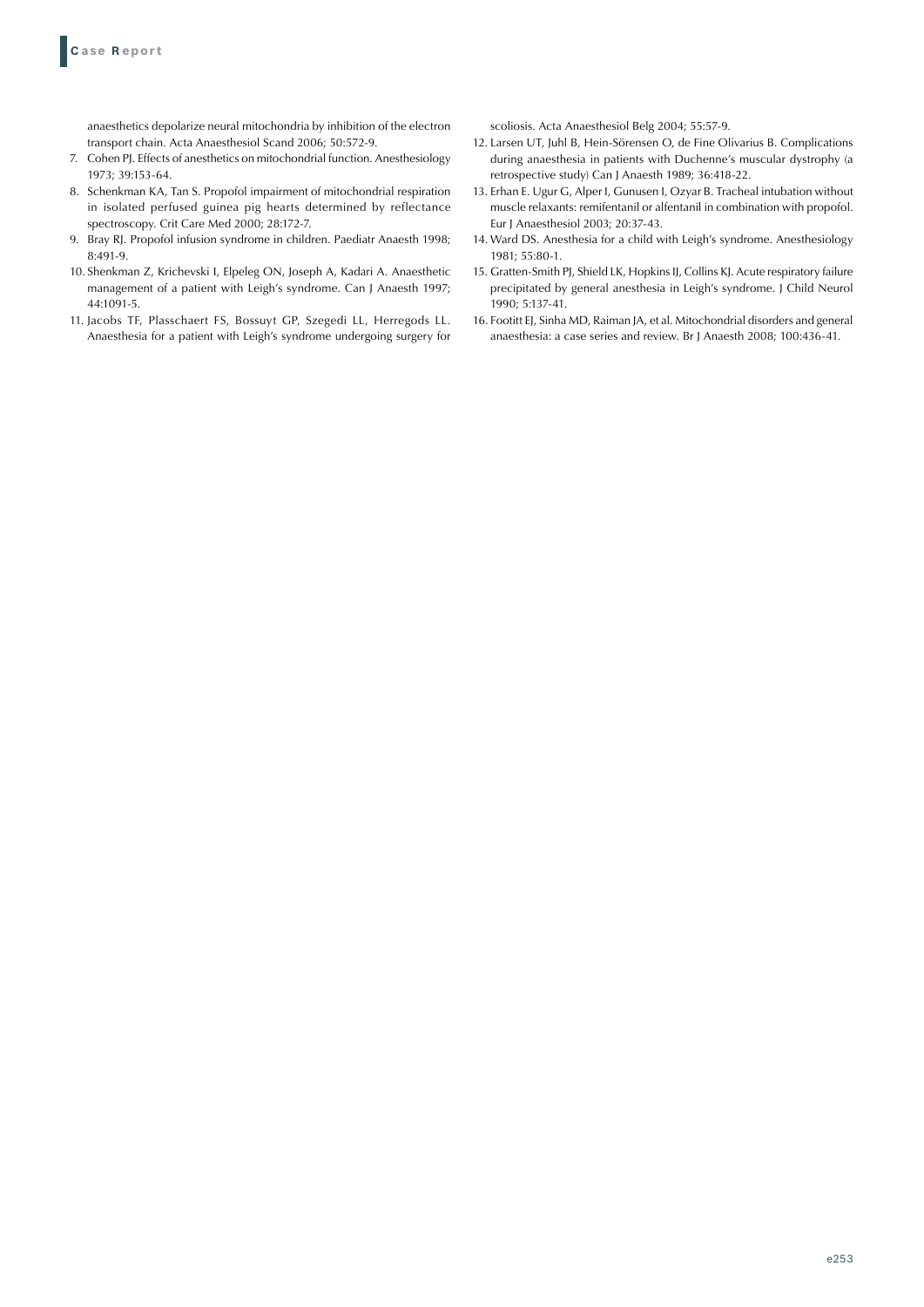anaesthetics depolarize neural mitochondria by inhibition of the electron transport chain. Acta Anaesthesiol Scand 2006; 50:572-9.

7. Cohen PJ. Effects of anesthetics on mitochondrial function. Anesthesiology 1973; 39:153-64.
8. Schenkman KA, Tan S. Propofol impairment of mitochondrial respiration in isolated perfused guinea pig hearts determined by reflectance spectroscopy. Crit Care Med 2000; 28:172-7.
9. Bray RJ. Propofol infusion syndrome in children. Paediatr Anaesth 1998; 8:491-9.
10. Shenkman Z, Krichevski I, Elpeleg ON, Joseph A, Kadari A. Anaesthetic management of a patient with Leigh's syndrome. Can J Anaesth 1997; 44:1091-5.
11. Jacobs TF, Plasschaert FS, Bossuyt GP, Szegedi LL, Herregods LL. Anaesthesia for a patient with Leigh's syndrome undergoing surgery for scoliosis. Acta Anaesthesiol Belg 2004; 55:57-9.
12. Larsen UT, Juhl B, Hein-Sörensen O, de Fine Olivarius B. Complications during anaesthesia in patients with Duchenne's muscular dystrophy (a retrospective study) Can J Anaesth 1989; 36:418-22.
13. Erhan E. Ugur G, Alper I, Gunusen I, Ozyar B. Tracheal intubation without muscle relaxants: remifentanil or alfentanil in combination with propofol. Eur J Anaesthesiol 2003; 20:37-43.
14. Ward DS. Anesthesia for a child with Leigh's syndrome. Anesthesiology 1981; 55:80-1.
15. Gratten-Smith PJ, Shield LK, Hopkins IJ, Collins KJ. Acute respiratory failure precipitated by general anesthesia in Leigh's syndrome. J Child Neurol 1990; 5:137-41.
16. Footitt EJ, Sinha MD, Raiman JA, et al. Mitochondrial disorders and general anaesthesia: a case series and review. Br J Anaesth 2008; 100:436-41.